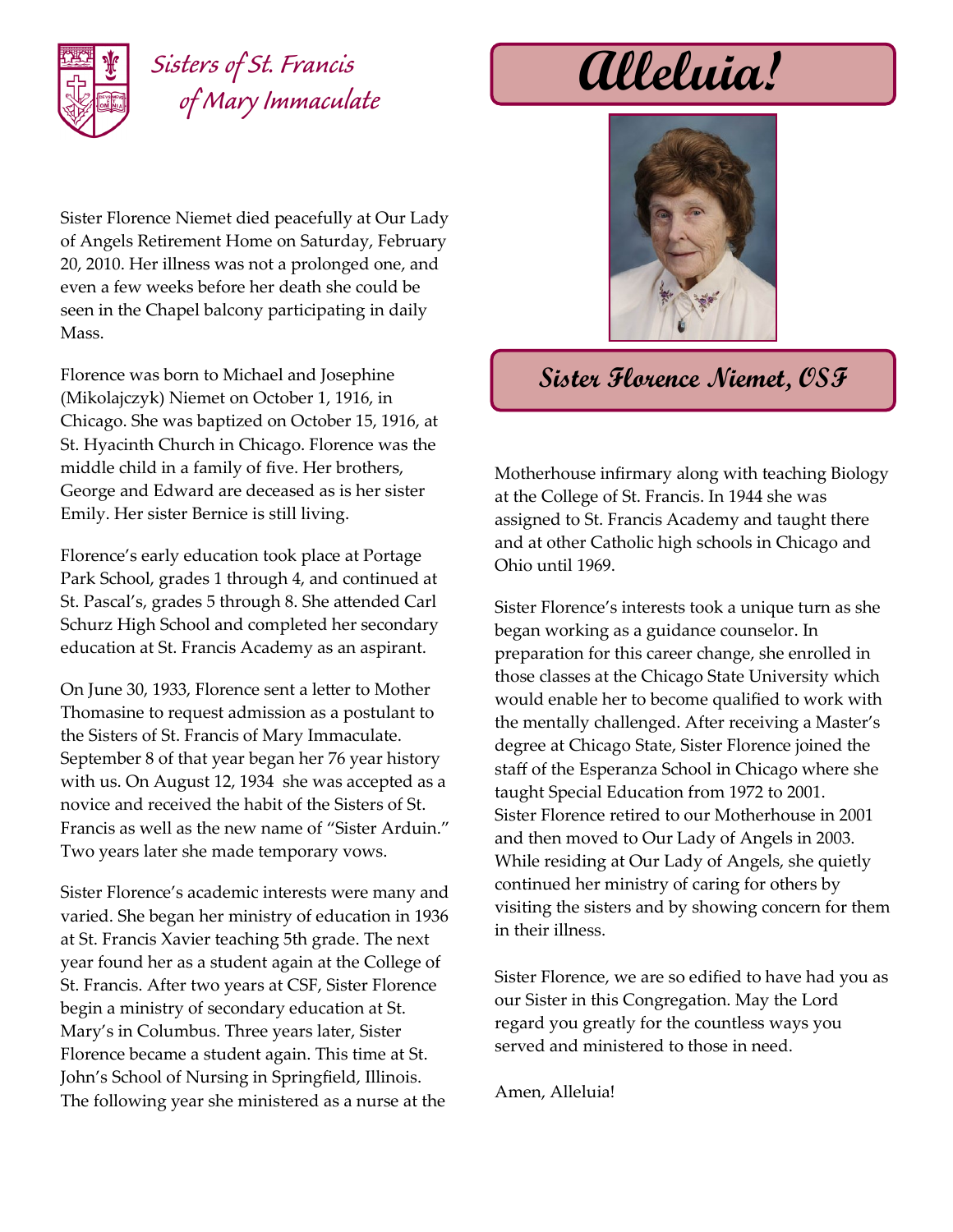Sisters of St. Francis of Mary Immaculate

# Alleluia!

## Sister Florence Niemet, OSF

Sister Florence Niemet died peacefully at Our Lady of Angels Retirement Home on Saturday, February 20, 2010. Her illness was not a prolonged one, and even a few weeks before her death she could be seen in the Chapel balcony participating in daily Mass.

Florence was born to Michael and Josephine (Mikolajczyk) Niemet on October 1, 1916, in Chicago. She was baptized on October 15, 1916, at St. Hyacinth Church in Chicago. Florence was the middle child in a family of five. Her brothers, George and Edward are deceased as is her sister Emily. Her sister Bernice is still living.

Florence's early education took place at Portage Park School, grades 1 through 4, and continued at St. Pascal's, grades 5 through 8. She attended Carl Schurz High School and completed her secondary education at St. Francis Academy as an aspirant.

On June 30, 1933, Florence sent a letter to Mother Thomasine to request admission as a postulant to the Sisters of St. Francis of Mary Immaculate. September 8 of that year began her 76 year history with us. On August 12, 1934 she was accepted as a novice and received the habit of the Sisters of St. Francis as well as the new name of "Sister Arduin." Two years later she made temporary vows.

Sister Florence's academic interests were many and varied. She began her ministry of education in 1936 at St. Francis Xavier teaching 5th grade. The next year found her as a student again at the College of St. Francis. After two years at CSF, Sister Florence begin a ministry of secondary education at St. Mary's in Columbus. Three years later, Sister Florence became a student again. This time at St. John's School of Nursing in Springfield, Illinois. The following year she ministered as a nurse at the Motherhouse infirmary along with teaching Biology at the College of St. Francis. In 1944 she was assigned to St. Francis Academy and taught there and at other Catholic high schools in Chicago and Ohio until 1969.

Sister Florence's interests took a unique turn as she began working as a guidance counselor. In preparation for this career change, she enrolled in those classes at the Chicago State University which would enable her to become qualified to work with the mentally challenged. After receiving a Master's degree at Chicago State, Sister Florence joined the staff of the Esperanza School in Chicago where she taught Special Education from 1972 to 2001. Sister Florence retired to our Motherhouse in 2001 and then moved to Our Lady of Angels in 2003. While residing at Our Lady of Angels, she quietly continued her ministry of caring for others by visiting the sisters and by showing concern for them in their illness.

Sister Florence, we are so edified to have had you as our Sister in this Congregation. May the Lord regard you greatly for the countless ways you served and ministered to those in need.

Amen, Alleluia!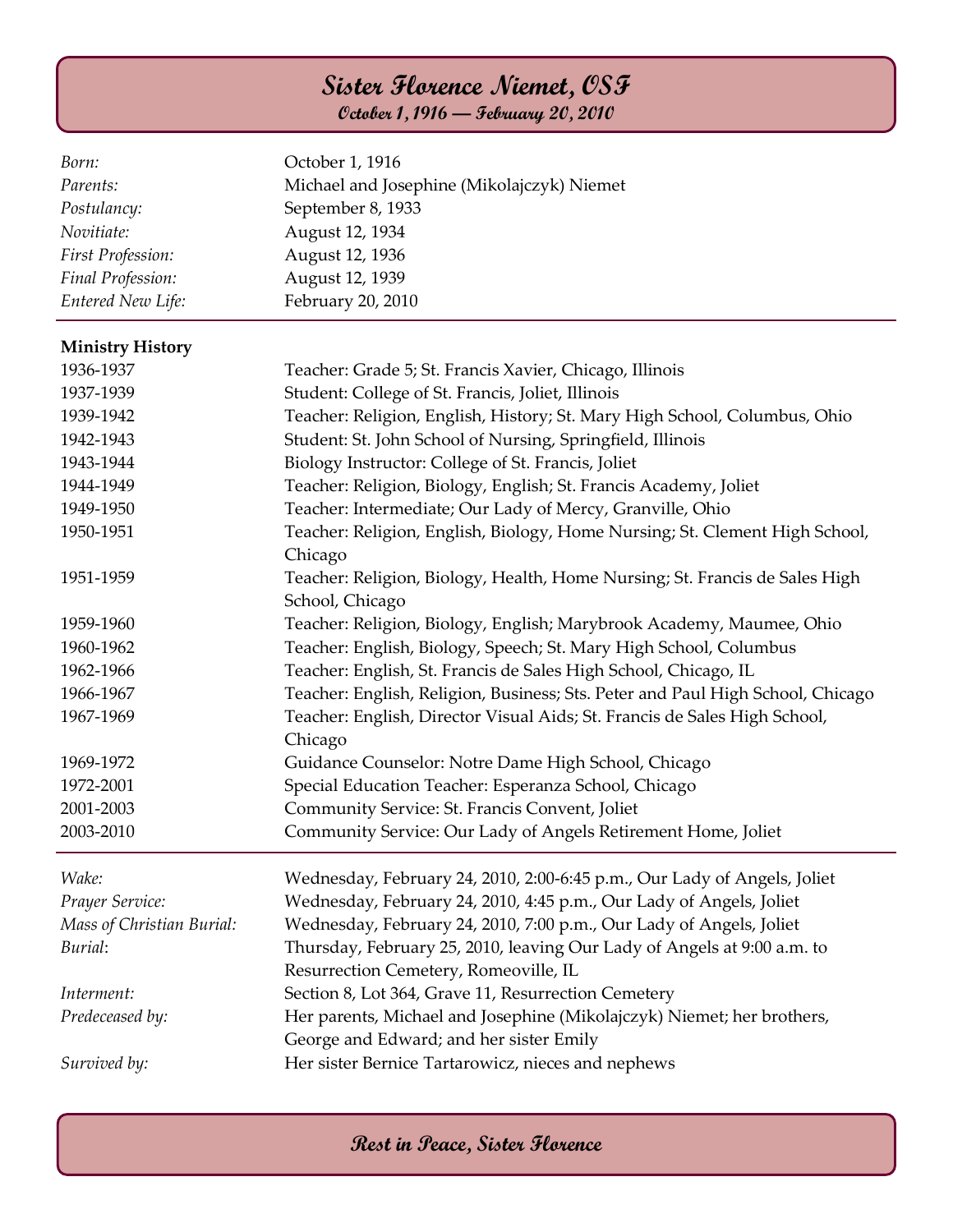# Sister Florence Niemet, OSF

**October 1, 1916 — February 20, 2010**

| | |
|---|---|
| *Born:* | October 1, 1916 |
| *Parents:* | Michael and Josephine (Mikolajczyk) Niemet |
| *Postulancy:* | September 8, 1933 |
| *Novitiate:* | August 12, 1934 |
| *First Profession:* | August 12, 1936 |
| *Final Profession:* | August 12, 1939 |
| *Entered New Life:* | February 20, 2010 |

**Ministry History**

| | |
|---|---|
| 1936-1937 | Teacher: Grade 5; St. Francis Xavier, Chicago, Illinois |
| 1937-1939 | Student: College of St. Francis, Joliet, Illinois |
| 1939-1942 | Teacher: Religion, English, History; St. Mary High School, Columbus, Ohio |
| 1942-1943 | Student: St. John School of Nursing, Springfield, Illinois |
| 1943-1944 | Biology Instructor: College of St. Francis, Joliet |
| 1944-1949 | Teacher: Religion, Biology, English; St. Francis Academy, Joliet |
| 1949-1950 | Teacher: Intermediate; Our Lady of Mercy, Granville, Ohio |
| 1950-1951 | Teacher: Religion, English, Biology, Home Nursing; St. Clement High School, Chicago |
| 1951-1959 | Teacher: Religion, Biology, Health, Home Nursing; St. Francis de Sales High School, Chicago |
| 1959-1960 | Teacher: Religion, Biology, English; Marybrook Academy, Maumee, Ohio |
| 1960-1962 | Teacher: English, Biology, Speech; St. Mary High School, Columbus |
| 1962-1966 | Teacher: English, St. Francis de Sales High School, Chicago, IL |
| 1966-1967 | Teacher: English, Religion, Business; Sts. Peter and Paul High School, Chicago |
| 1967-1969 | Teacher: English, Director Visual Aids; St. Francis de Sales High School, Chicago |
| 1969-1972 | Guidance Counselor: Notre Dame High School, Chicago |
| 1972-2001 | Special Education Teacher: Esperanza School, Chicago |
| 2001-2003 | Community Service: St. Francis Convent, Joliet |
| 2003-2010 | Community Service: Our Lady of Angels Retirement Home, Joliet |

| | |
|---|---|
| *Wake:* | Wednesday, February 24, 2010, 2:00-6:45 p.m., Our Lady of Angels, Joliet |
| *Prayer Service:* | Wednesday, February 24, 2010, 4:45 p.m., Our Lady of Angels, Joliet |
| *Mass of Christian Burial:* | Wednesday, February 24, 2010, 7:00 p.m., Our Lady of Angels, Joliet |
| *Burial:* | Thursday, February 25, 2010, leaving Our Lady of Angels at 9:00 a.m. to Resurrection Cemetery, Romeoville, IL |
| *Interment:* | Section 8, Lot 364, Grave 11, Resurrection Cemetery |
| *Predeceased by:* | Her parents, Michael and Josephine (Mikolajczyk) Niemet; her brothers, George and Edward; and her sister Emily |
| *Survived by:* | Her sister Bernice Tartarowicz, nieces and nephews |

**Rest in Peace, Sister Florence**